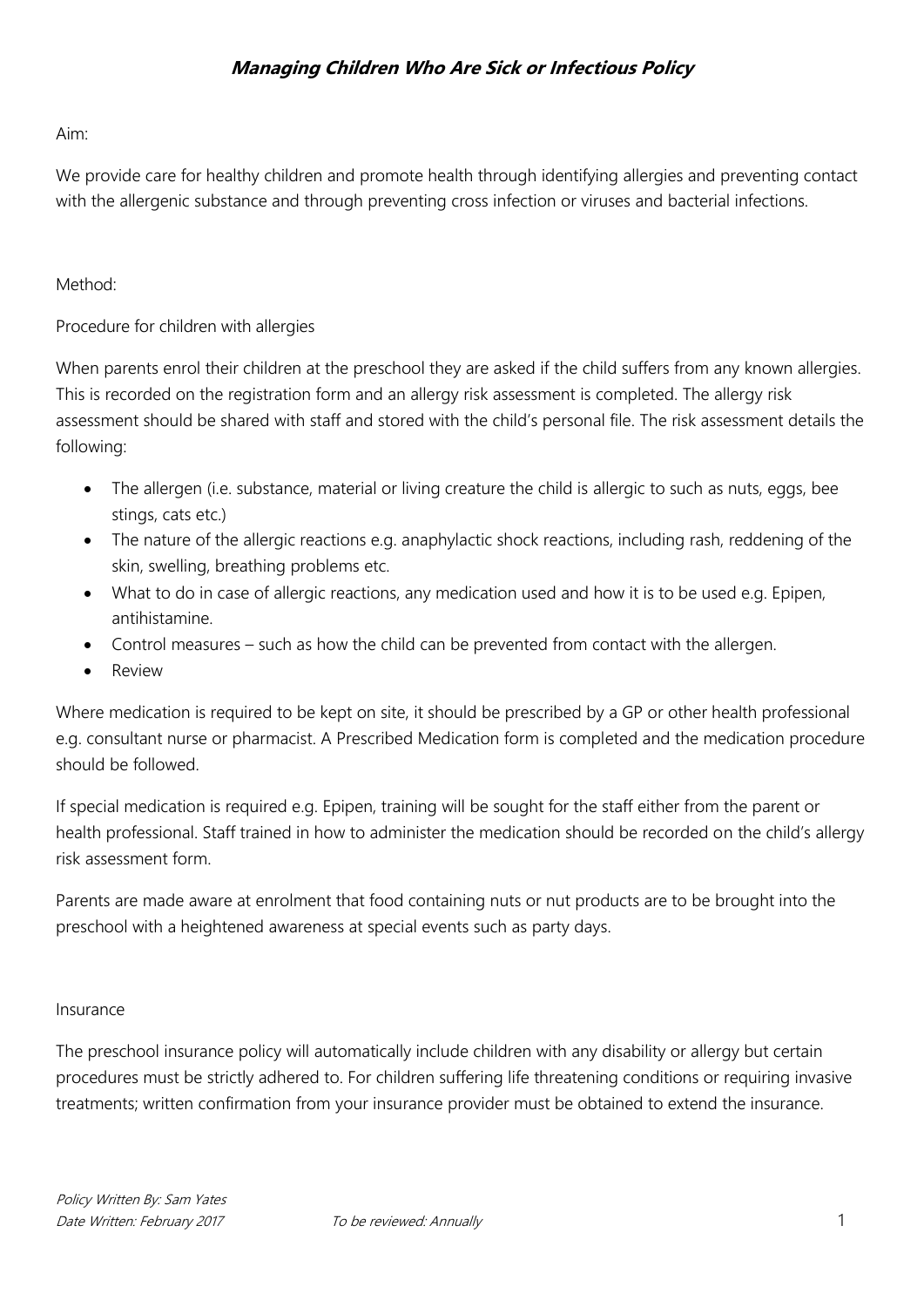# *Managing Children Who Are Sick or Infectious Policy*

Aim:

We provide care for healthy children and promote health through identifying allergies and preventing contact with the allergenic substance and through preventing cross infection or viruses and bacterial infections.

Method:

Procedure for children with allergies

When parents enrol their children at the preschool they are asked if the child suffers from any known allergies. This is recorded on the registration form and an allergy risk assessment is completed. The allergy risk assessment should be shared with staff and stored with the child's personal file. The risk assessment details the following:

- The allergen (i.e. substance, material or living creature the child is allergic to such as nuts, eggs, bee stings, cats etc.)
- The nature of the allergic reactions e.g. anaphylactic shock reactions, including rash, reddening of the skin, swelling, breathing problems etc.
- What to do in case of allergic reactions, any medication used and how it is to be used e.g. Epipen, antihistamine.
- Control measures – such as how the child can be prevented from contact with the allergen.
- Review

Where medication is required to be kept on site, it should be prescribed by a GP or other health professional e.g. consultant nurse or pharmacist. A Prescribed Medication form is completed and the medication procedure should be followed.

If special medication is required e.g. Epipen, training will be sought for the staff either from the parent or health professional. Staff trained in how to administer the medication should be recorded on the child's allergy risk assessment form.

Parents are made aware at enrolment that food containing nuts or nut products are to be brought into the preschool with a heightened awareness at special events such as party days.

Insurance

The preschool insurance policy will automatically include children with any disability or allergy but certain procedures must be strictly adhered to. For children suffering life threatening conditions or requiring invasive treatments; written confirmation from your insurance provider must be obtained to extend the insurance.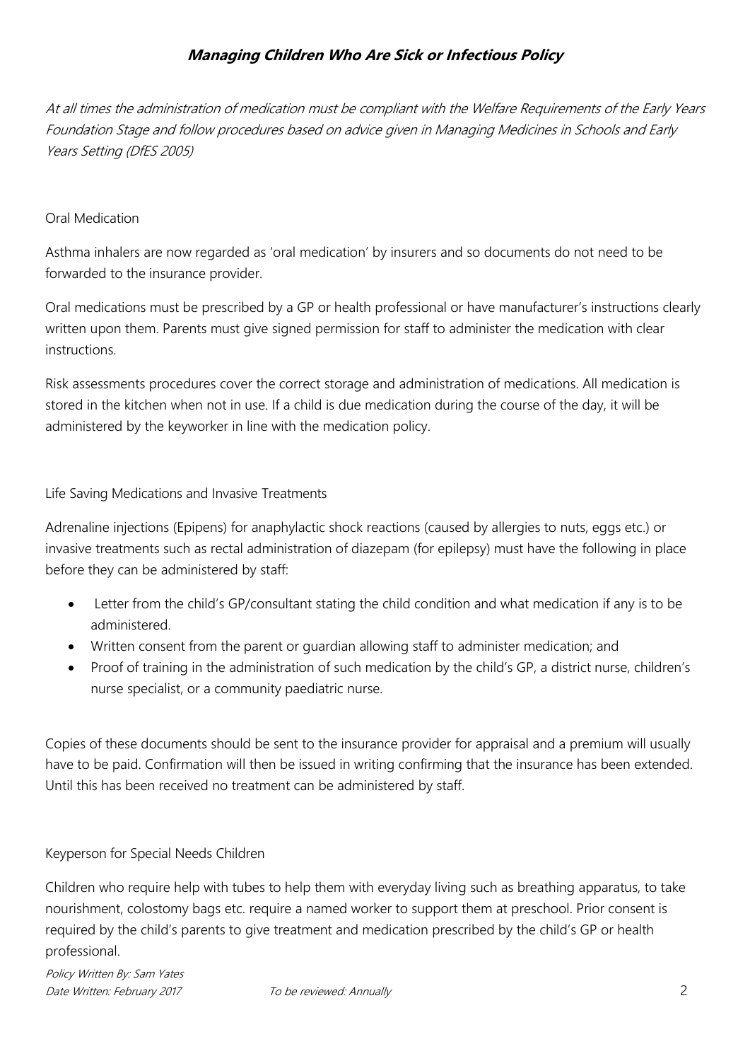## **Managing Children Who Are Sick or Infectious Policy**

*At all times the administration of medication must be compliant with the Welfare Requirements of the Early Years Foundation Stage and follow procedures based on advice given in Managing Medicines in Schools and Early Years Setting (DfES 2005)*

Oral Medication

Asthma inhalers are now regarded as 'oral medication' by insurers and so documents do not need to be forwarded to the insurance provider.

Oral medications must be prescribed by a GP or health professional or have manufacturer's instructions clearly written upon them. Parents must give signed permission for staff to administer the medication with clear instructions.

Risk assessments procedures cover the correct storage and administration of medications. All medication is stored in the kitchen when not in use. If a child is due medication during the course of the day, it will be administered by the keyworker in line with the medication policy.

Life Saving Medications and Invasive Treatments

Adrenaline injections (Epipens) for anaphylactic shock reactions (caused by allergies to nuts, eggs etc.) or invasive treatments such as rectal administration of diazepam (for epilepsy) must have the following in place before they can be administered by staff:

- Letter from the child's GP/consultant stating the child condition and what medication if any is to be administered.
- Written consent from the parent or guardian allowing staff to administer medication; and
- Proof of training in the administration of such medication by the child's GP, a district nurse, children's nurse specialist, or a community paediatric nurse.

Copies of these documents should be sent to the insurance provider for appraisal and a premium will usually have to be paid. Confirmation will then be issued in writing confirming that the insurance has been extended. Until this has been received no treatment can be administered by staff.

Keyperson for Special Needs Children

Children who require help with tubes to help them with everyday living such as breathing apparatus, to take nourishment, colostomy bags etc. require a named worker to support them at preschool. Prior consent is required by the child's parents to give treatment and medication prescribed by the child's GP or health professional.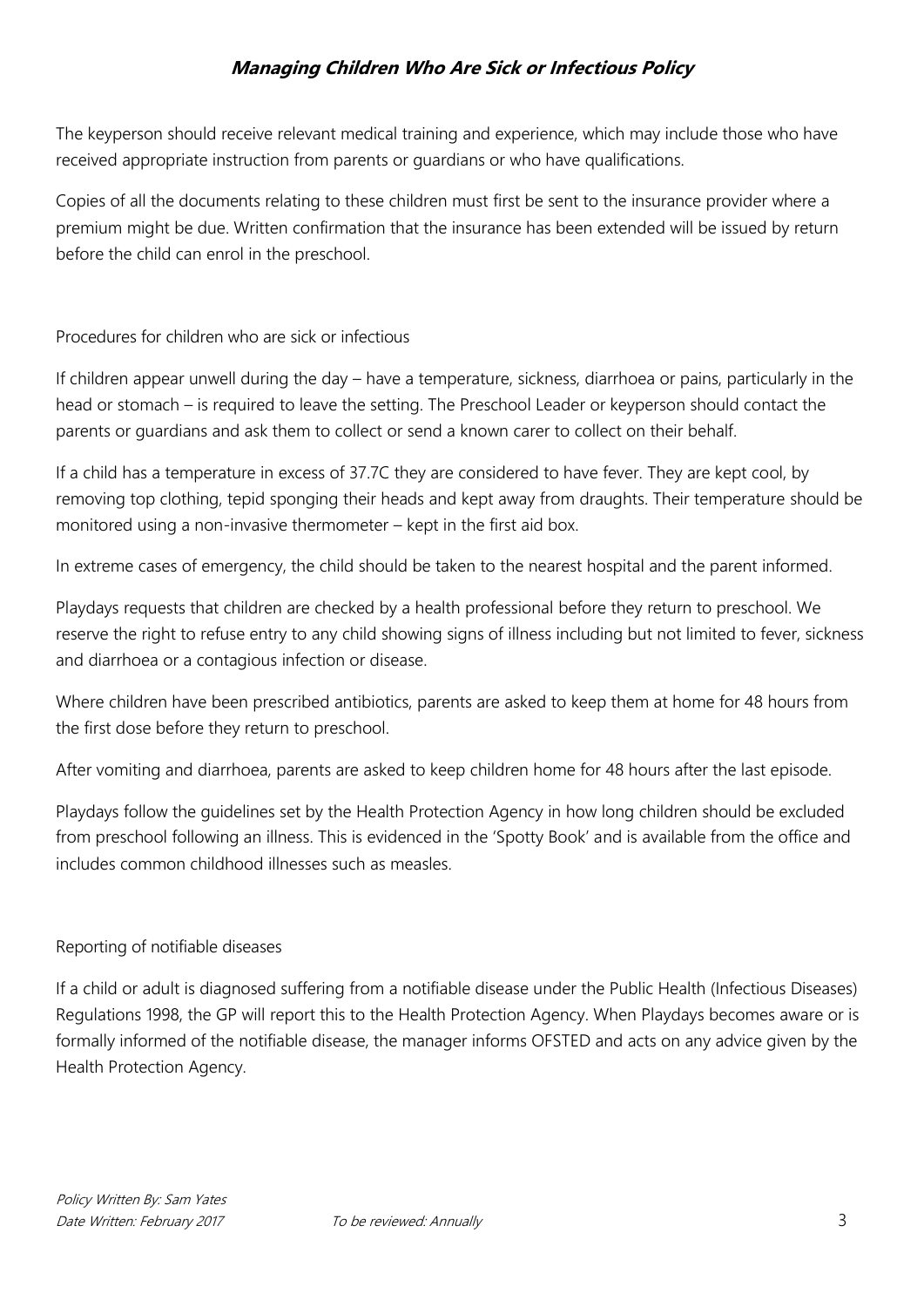# Managing Children Who Are Sick or Infectious Policy

The keyperson should receive relevant medical training and experience, which may include those who have received appropriate instruction from parents or guardians or who have qualifications.

Copies of all the documents relating to these children must first be sent to the insurance provider where a premium might be due. Written confirmation that the insurance has been extended will be issued by return before the child can enrol in the preschool.

## Procedures for children who are sick or infectious

If children appear unwell during the day – have a temperature, sickness, diarrhoea or pains, particularly in the head or stomach – is required to leave the setting. The Preschool Leader or keyperson should contact the parents or guardians and ask them to collect or send a known carer to collect on their behalf.

If a child has a temperature in excess of 37.7C they are considered to have fever. They are kept cool, by removing top clothing, tepid sponging their heads and kept away from draughts. Their temperature should be monitored using a non-invasive thermometer – kept in the first aid box.

In extreme cases of emergency, the child should be taken to the nearest hospital and the parent informed.

Playdays requests that children are checked by a health professional before they return to preschool. We reserve the right to refuse entry to any child showing signs of illness including but not limited to fever, sickness and diarrhoea or a contagious infection or disease.

Where children have been prescribed antibiotics, parents are asked to keep them at home for 48 hours from the first dose before they return to preschool.

After vomiting and diarrhoea, parents are asked to keep children home for 48 hours after the last episode.

Playdays follow the guidelines set by the Health Protection Agency in how long children should be excluded from preschool following an illness. This is evidenced in the 'Spotty Book' and is available from the office and includes common childhood illnesses such as measles.

## Reporting of notifiable diseases

If a child or adult is diagnosed suffering from a notifiable disease under the Public Health (Infectious Diseases) Regulations 1998, the GP will report this to the Health Protection Agency. When Playdays becomes aware or is formally informed of the notifiable disease, the manager informs OFSTED and acts on any advice given by the Health Protection Agency.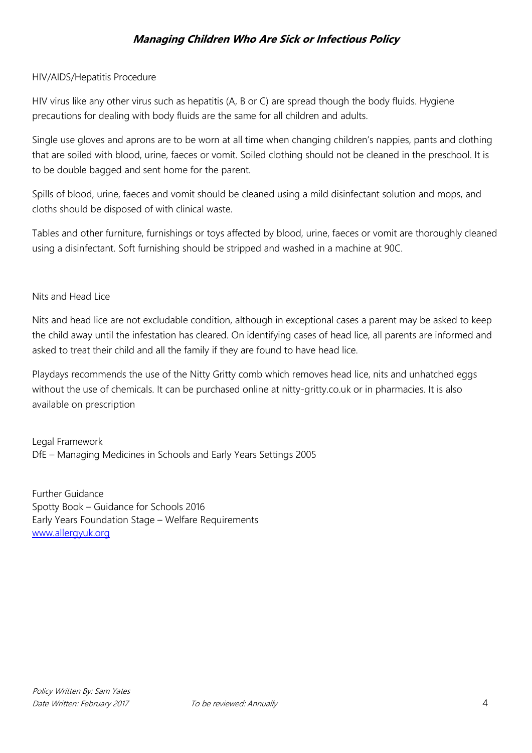HIV/AIDS/Hepatitis Procedure

HIV virus like any other virus such as hepatitis (A, B or C) are spread though the body fluids. Hygiene precautions for dealing with body fluids are the same for all children and adults.

Single use gloves and aprons are to be worn at all time when changing children's nappies, pants and clothing that are soiled with blood, urine, faeces or vomit. Soiled clothing should not be cleaned in the preschool. It is to be double bagged and sent home for the parent.

Spills of blood, urine, faeces and vomit should be cleaned using a mild disinfectant solution and mops, and cloths should be disposed of with clinical waste.

Tables and other furniture, furnishings or toys affected by blood, urine, faeces or vomit are thoroughly cleaned using a disinfectant. Soft furnishing should be stripped and washed in a machine at 90C.

Nits and Head Lice

Nits and head lice are not excludable condition, although in exceptional cases a parent may be asked to keep the child away until the infestation has cleared. On identifying cases of head lice, all parents are informed and asked to treat their child and all the family if they are found to have head lice.

Playdays recommends the use of the Nitty Gritty comb which removes head lice, nits and unhatched eggs without the use of chemicals. It can be purchased online at nitty-gritty.co.uk or in pharmacies. It is also available on prescription

Legal Framework
DfE – Managing Medicines in Schools and Early Years Settings 2005

Further Guidance
Spotty Book – Guidance for Schools 2016
Early Years Foundation Stage – Welfare Requirements
[www.allergyuk.org](http://www.allergyuk.org)

*Policy Written By: Sam Yates*
*Date Written: February 2017* *To be reviewed: Annually*